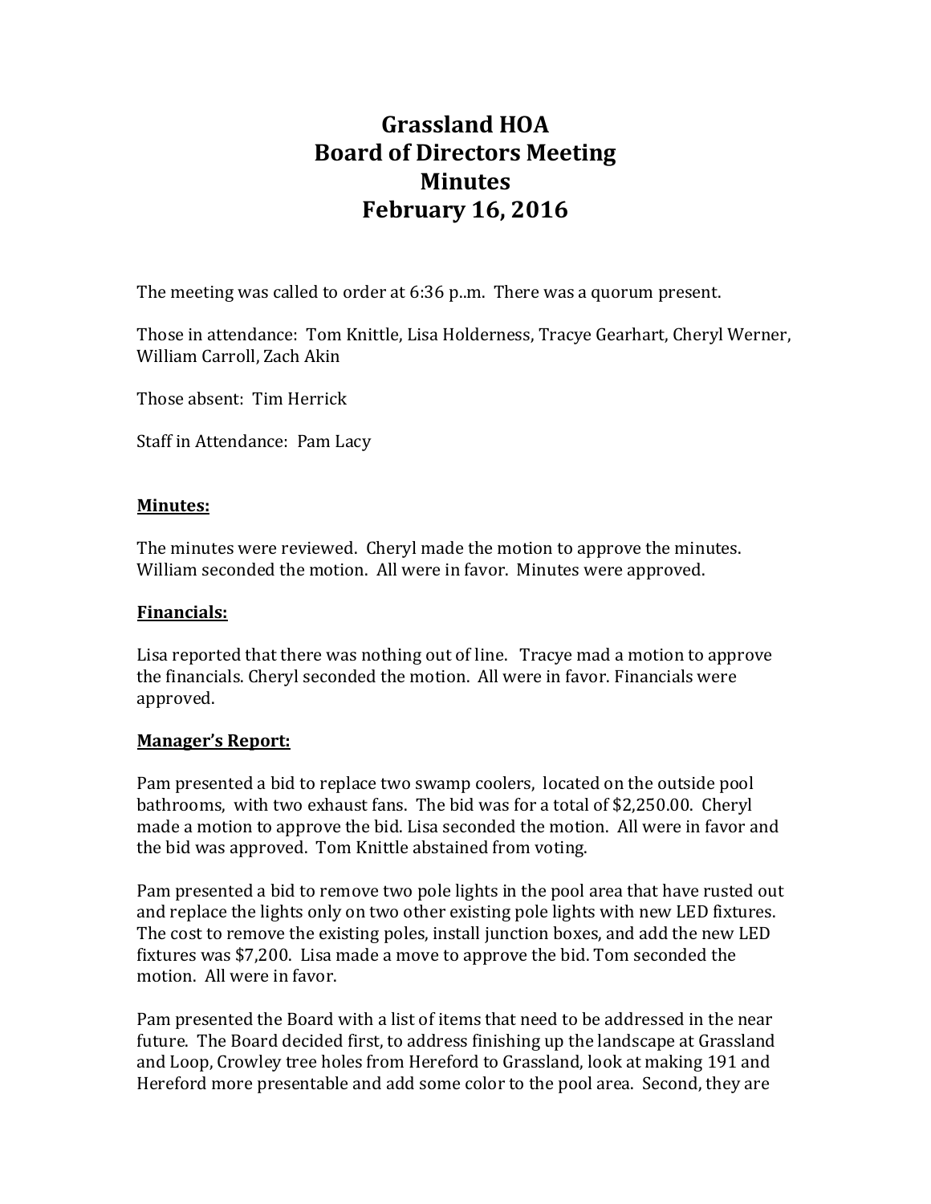# Grassland HOA
# Board of Directors Meeting
# Minutes
# February 16, 2016

The meeting was called to order at 6:36 p..m. There was a quorum present.

Those in attendance: Tom Knittle, Lisa Holderness, Tracye Gearhart, Cheryl Werner, William Carroll, Zach Akin

Those absent: Tim Herrick

Staff in Attendance: Pam Lacy

**Minutes:**

The minutes were reviewed. Cheryl made the motion to approve the minutes. William seconded the motion. All were in favor. Minutes were approved.

**Financials:**

Lisa reported that there was nothing out of line. Tracye mad a motion to approve the financials. Cheryl seconded the motion. All were in favor. Financials were approved.

**Manager's Report:**

Pam presented a bid to replace two swamp coolers, located on the outside pool bathrooms, with two exhaust fans. The bid was for a total of $2,250.00. Cheryl made a motion to approve the bid. Lisa seconded the motion. All were in favor and the bid was approved. Tom Knittle abstained from voting.

Pam presented a bid to remove two pole lights in the pool area that have rusted out and replace the lights only on two other existing pole lights with new LED fixtures. The cost to remove the existing poles, install junction boxes, and add the new LED fixtures was $7,200. Lisa made a move to approve the bid. Tom seconded the motion. All were in favor.

Pam presented the Board with a list of items that need to be addressed in the near future. The Board decided first, to address finishing up the landscape at Grassland and Loop, Crowley tree holes from Hereford to Grassland, look at making 191 and Hereford more presentable and add some color to the pool area. Second, they are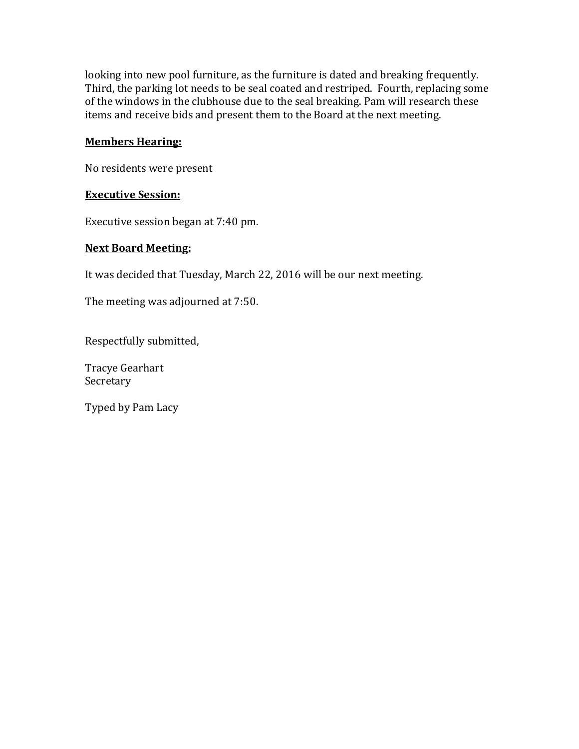looking into new pool furniture, as the furniture is dated and breaking frequently. Third, the parking lot needs to be seal coated and restriped. Fourth, replacing some of the windows in the clubhouse due to the seal breaking. Pam will research these items and receive bids and present them to the Board at the next meeting.

**Members Hearing:**

No residents were present

**Executive Session:**

Executive session began at 7:40 pm.

**Next Board Meeting:**

It was decided that Tuesday, March 22, 2016 will be our next meeting.

The meeting was adjourned at 7:50.

Respectfully submitted,

Tracye Gearhart
Secretary

Typed by Pam Lacy